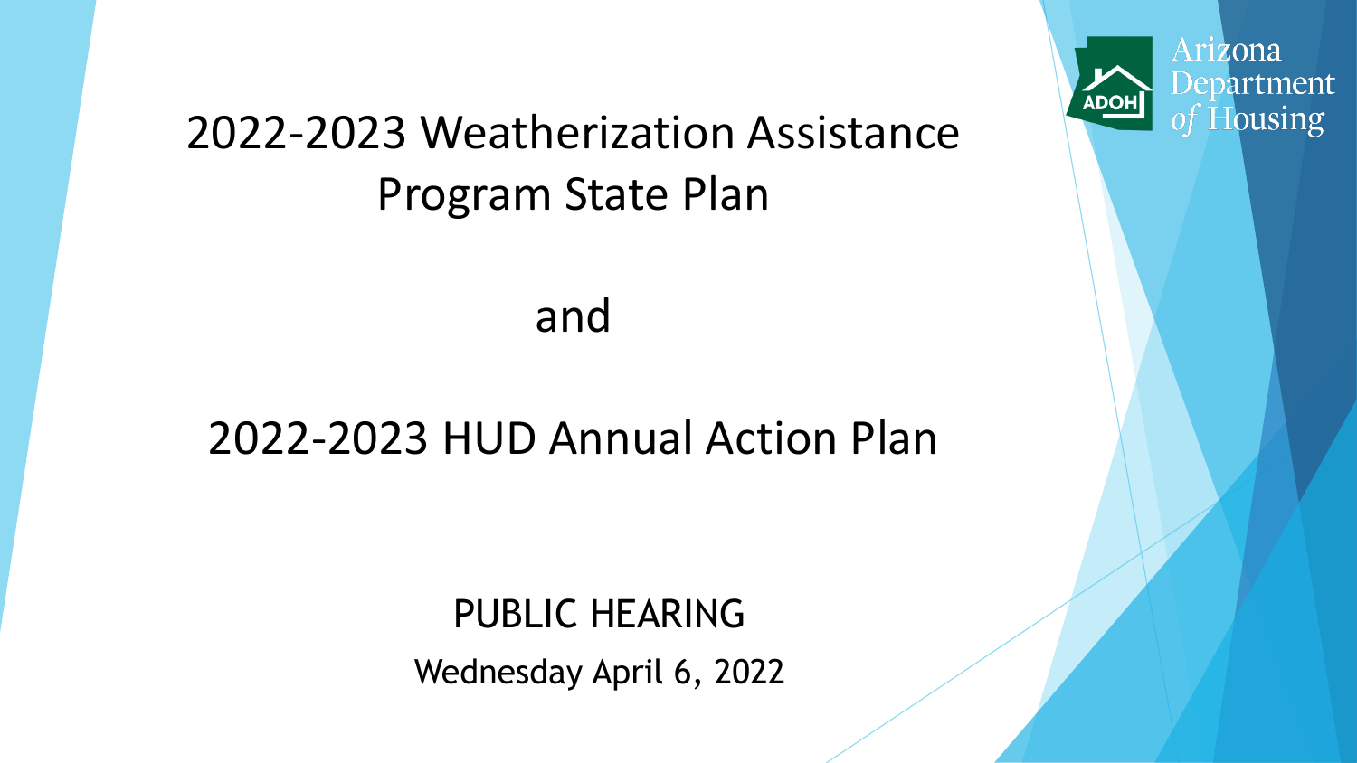# 2022-2023 Weatherization Assistance Program State Plan

and

# 2022-2023 HUD Annual Action Plan

PUBLIC HEARING

Wednesday April 6, 2022

Arizona Department of Housing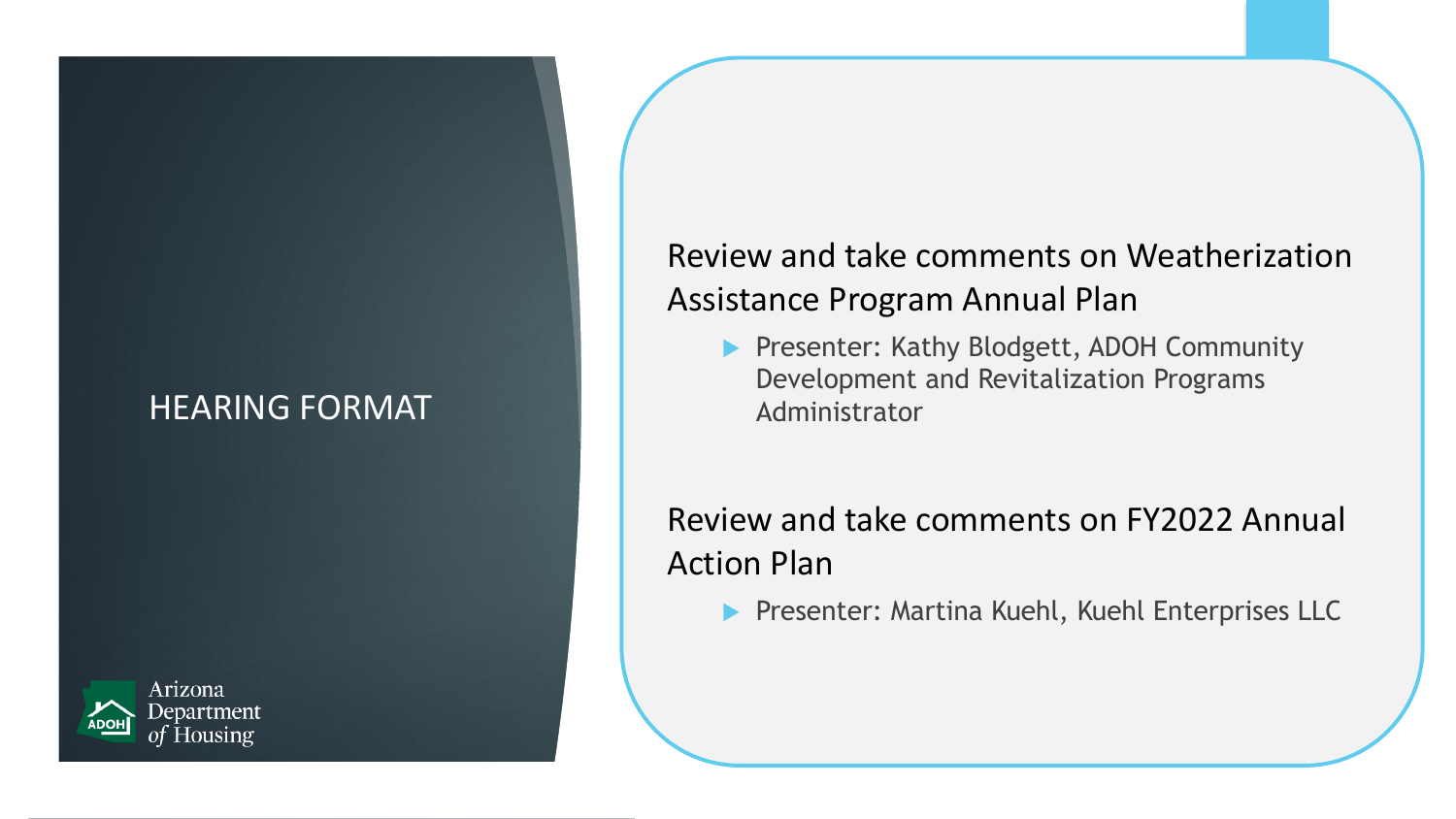# HEARING FORMAT

Review and take comments on Weatherization Assistance Program Annual Plan

- Presenter: Kathy Blodgett, ADOH Community Development and Revitalization Programs Administrator

Review and take comments on FY2022 Annual Action Plan

- Presenter: Martina Kuehl, Kuehl Enterprises LLC

Arizona Department of Housing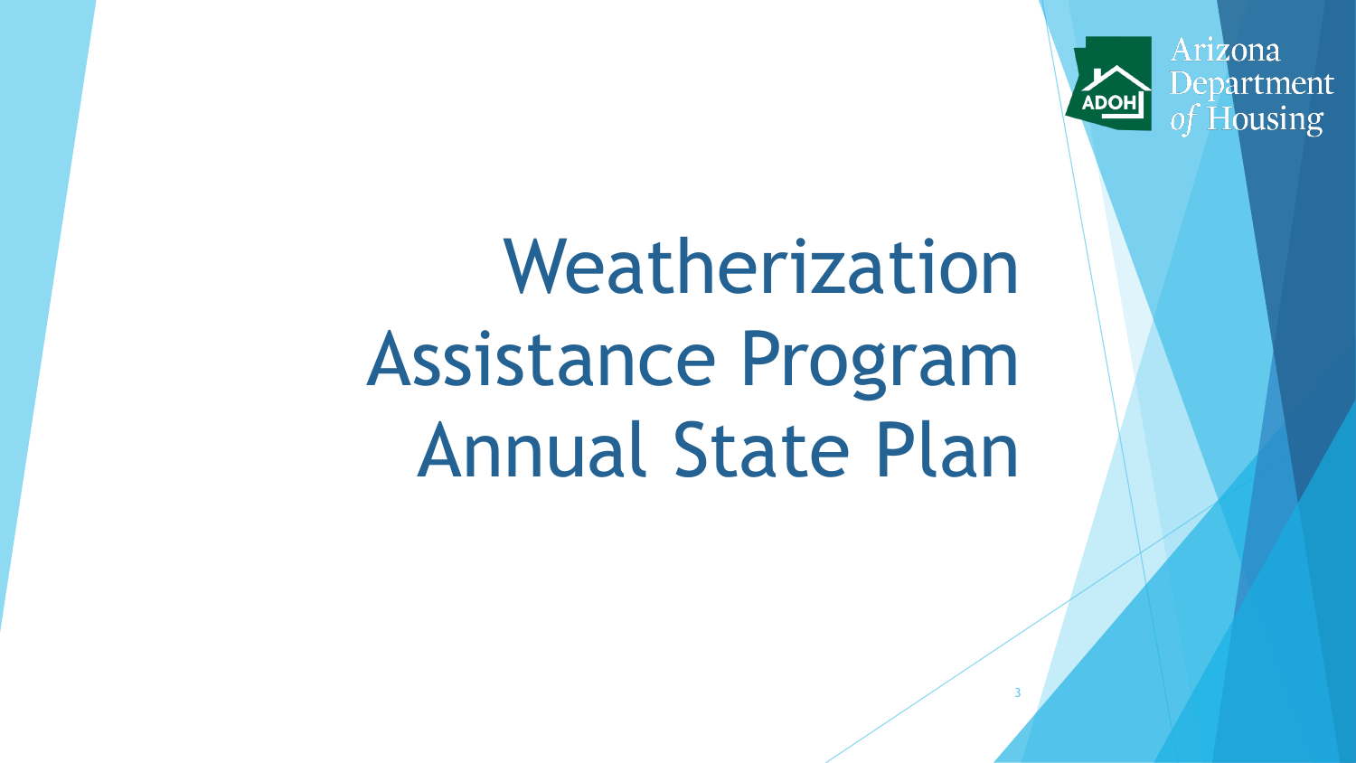# Weatherization Assistance Program Annual State Plan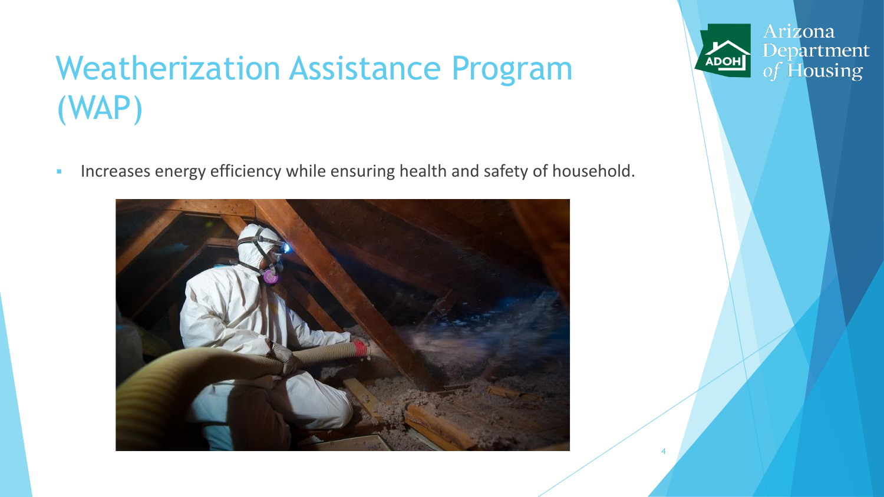# Weatherization Assistance Program (WAP)

- Increases energy efficiency while ensuring health and safety of household.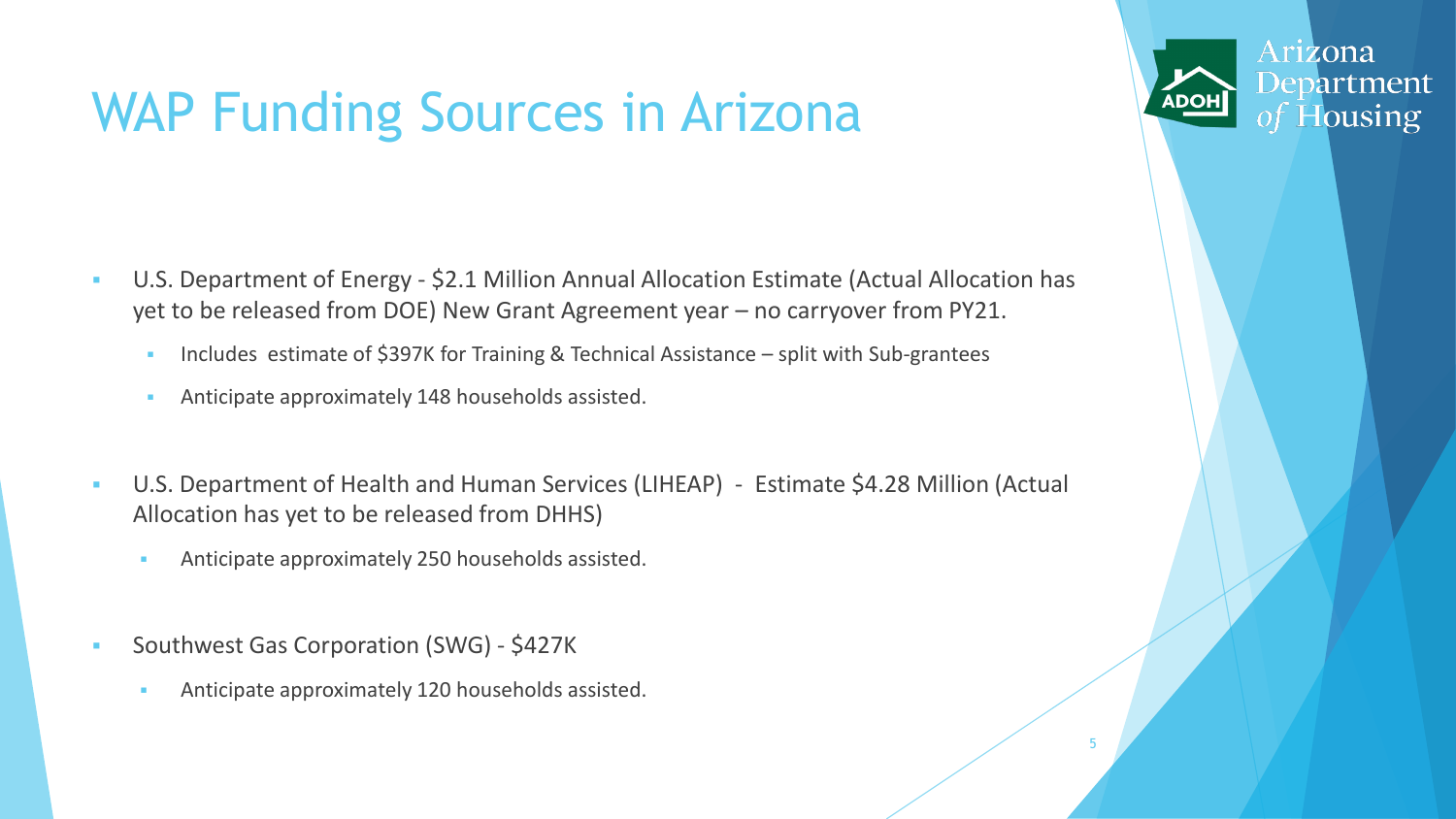# WAP Funding Sources in Arizona

- U.S. Department of Energy - $2.1 Million Annual Allocation Estimate (Actual Allocation has yet to be released from DOE) New Grant Agreement year – no carryover from PY21.
  - Includes estimate of $397K for Training & Technical Assistance – split with Sub-grantees
  - Anticipate approximately 148 households assisted.
- U.S. Department of Health and Human Services (LIHEAP) - Estimate $4.28 Million (Actual Allocation has yet to be released from DHHS)
  - Anticipate approximately 250 households assisted.
- Southwest Gas Corporation (SWG) - $427K
  - Anticipate approximately 120 households assisted.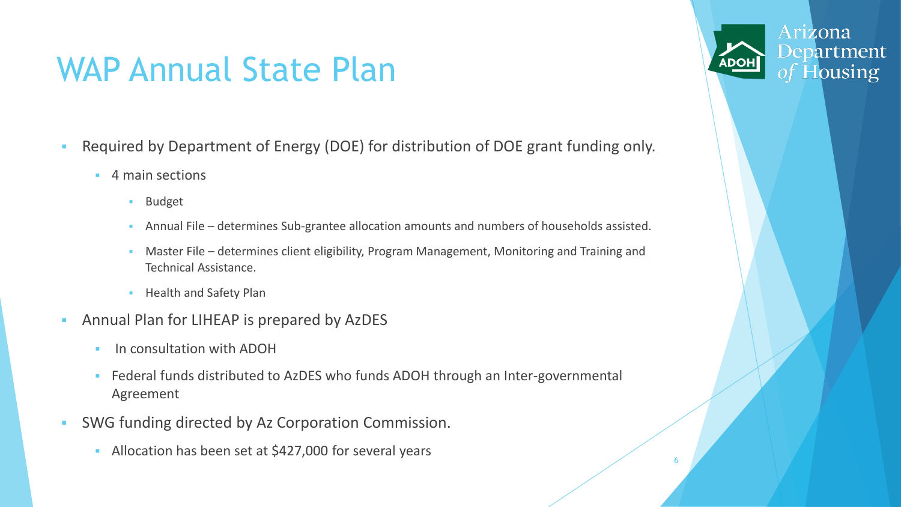# WAP Annual State Plan

- Required by Department of Energy (DOE) for distribution of DOE grant funding only.
  - 4 main sections
    - Budget
    - Annual File – determines Sub-grantee allocation amounts and numbers of households assisted.
    - Master File – determines client eligibility, Program Management, Monitoring and Training and Technical Assistance.
    - Health and Safety Plan
- Annual Plan for LIHEAP is prepared by AzDES
  - In consultation with ADOH
  - Federal funds distributed to AzDES who funds ADOH through an Inter-governmental Agreement
- SWG funding directed by Az Corporation Commission.
  - Allocation has been set at $427,000 for several years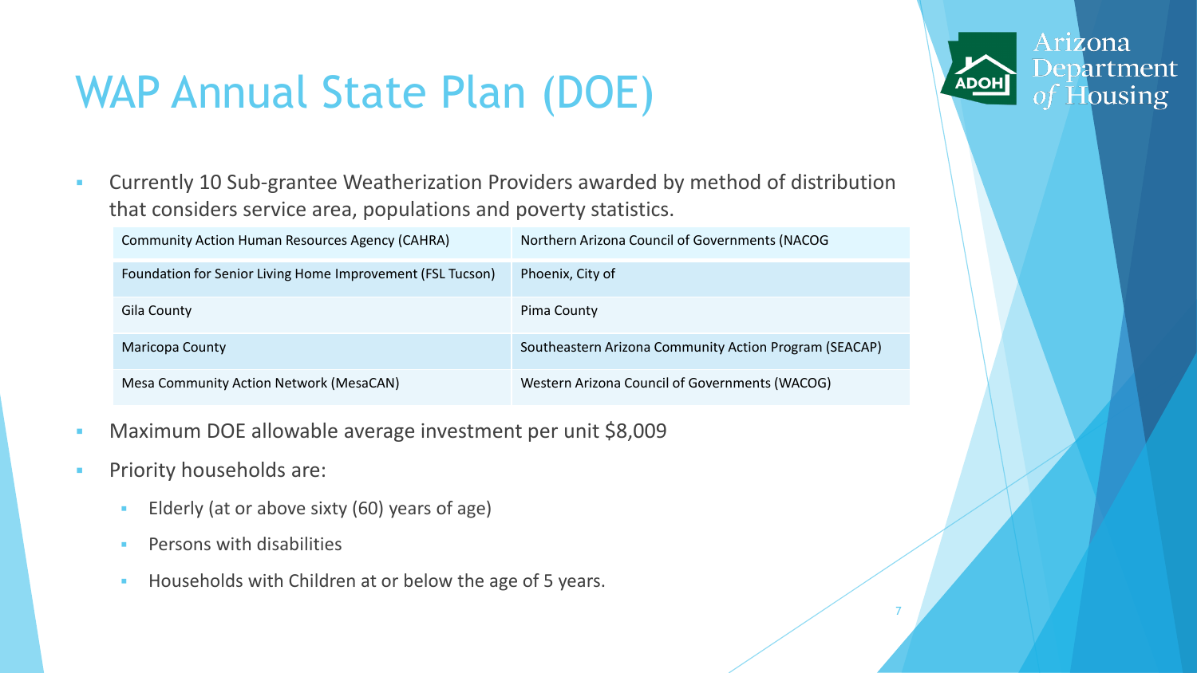# WAP Annual State Plan (DOE)

- Currently 10 Sub-grantee Weatherization Providers awarded by method of distribution that considers service area, populations and poverty statistics.

| Community Action Human Resources Agency (CAHRA) | Northern Arizona Council of Governments (NACOG |
|---|---|
| Foundation for Senior Living Home Improvement (FSL Tucson) | Phoenix, City of |
| Gila County | Pima County |
| Maricopa County | Southeastern Arizona Community Action Program (SEACAP) |
| Mesa Community Action Network (MesaCAN) | Western Arizona Council of Governments (WACOG) |

- Maximum DOE allowable average investment per unit $8,009
- Priority households are:
  - Elderly (at or above sixty (60) years of age)
  - Persons with disabilities
  - Households with Children at or below the age of 5 years.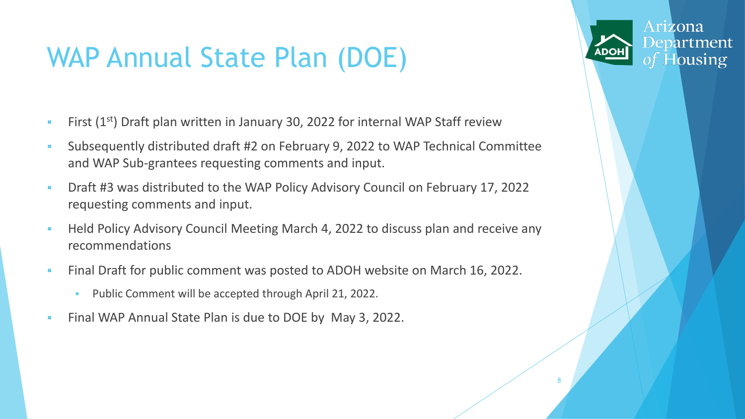# WAP Annual State Plan (DOE)

- First (1st) Draft plan written in January 30, 2022 for internal WAP Staff review
- Subsequently distributed draft #2 on February 9, 2022 to WAP Technical Committee and WAP Sub-grantees requesting comments and input.
- Draft #3 was distributed to the WAP Policy Advisory Council on February 17, 2022 requesting comments and input.
- Held Policy Advisory Council Meeting March 4, 2022 to discuss plan and receive any recommendations
- Final Draft for public comment was posted to ADOH website on March 16, 2022.
  - Public Comment will be accepted through April 21, 2022.
- Final WAP Annual State Plan is due to DOE by May 3, 2022.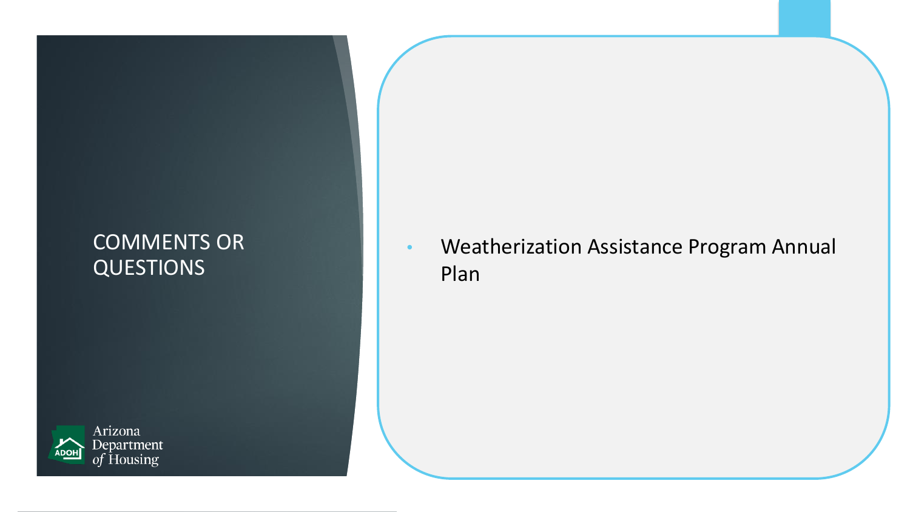# COMMENTS OR QUESTIONS

- Weatherization Assistance Program Annual Plan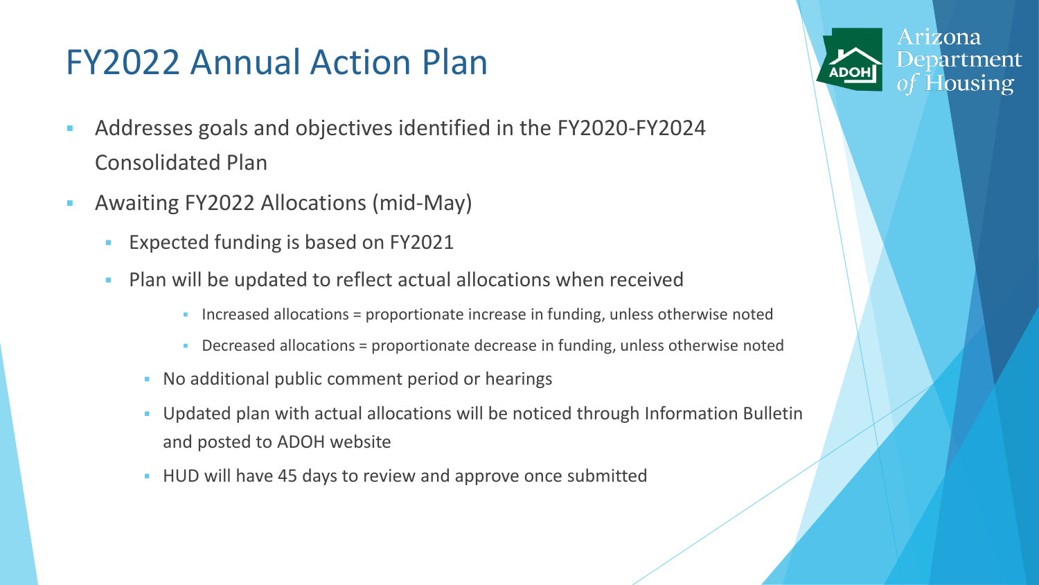# FY2022 Annual Action Plan

- Addresses goals and objectives identified in the FY2020-FY2024 Consolidated Plan
- Awaiting FY2022 Allocations (mid-May)
  - Expected funding is based on FY2021
  - Plan will be updated to reflect actual allocations when received
    - Increased allocations = proportionate increase in funding, unless otherwise noted
    - Decreased allocations = proportionate decrease in funding, unless otherwise noted
  - No additional public comment period or hearings
  - Updated plan with actual allocations will be noticed through Information Bulletin and posted to ADOH website
  - HUD will have 45 days to review and approve once submitted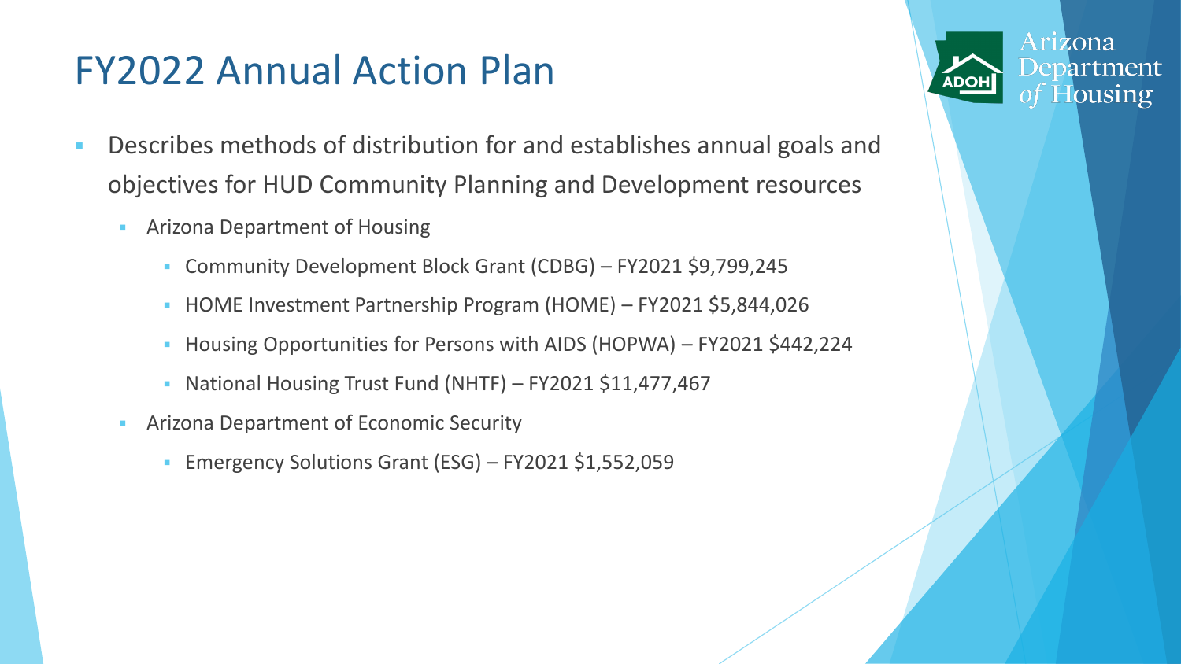# FY2022 Annual Action Plan

- Describes methods of distribution for and establishes annual goals and objectives for HUD Community Planning and Development resources
  - Arizona Department of Housing
    - Community Development Block Grant (CDBG) – FY2021 $9,799,245
    - HOME Investment Partnership Program (HOME) – FY2021 $5,844,026
    - Housing Opportunities for Persons with AIDS (HOPWA) – FY2021 $442,224
    - National Housing Trust Fund (NHTF) – FY2021 $11,477,467
  - Arizona Department of Economic Security
    - Emergency Solutions Grant (ESG) – FY2021 $1,552,059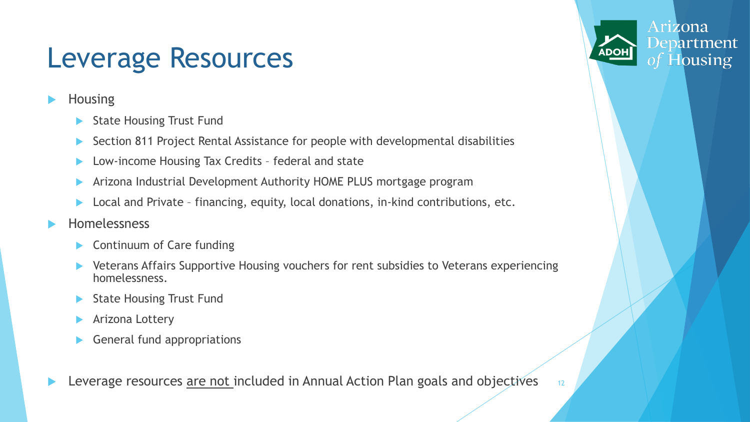# Leverage Resources

- Housing
  - State Housing Trust Fund
  - Section 811 Project Rental Assistance for people with developmental disabilities
  - Low-income Housing Tax Credits – federal and state
  - Arizona Industrial Development Authority HOME PLUS mortgage program
  - Local and Private – financing, equity, local donations, in-kind contributions, etc.
- Homelessness
  - Continuum of Care funding
  - Veterans Affairs Supportive Housing vouchers for rent subsidies to Veterans experiencing homelessness.
  - State Housing Trust Fund
  - Arizona Lottery
  - General fund appropriations
- Leverage resources <u>are not</u> included in Annual Action Plan goals and objectives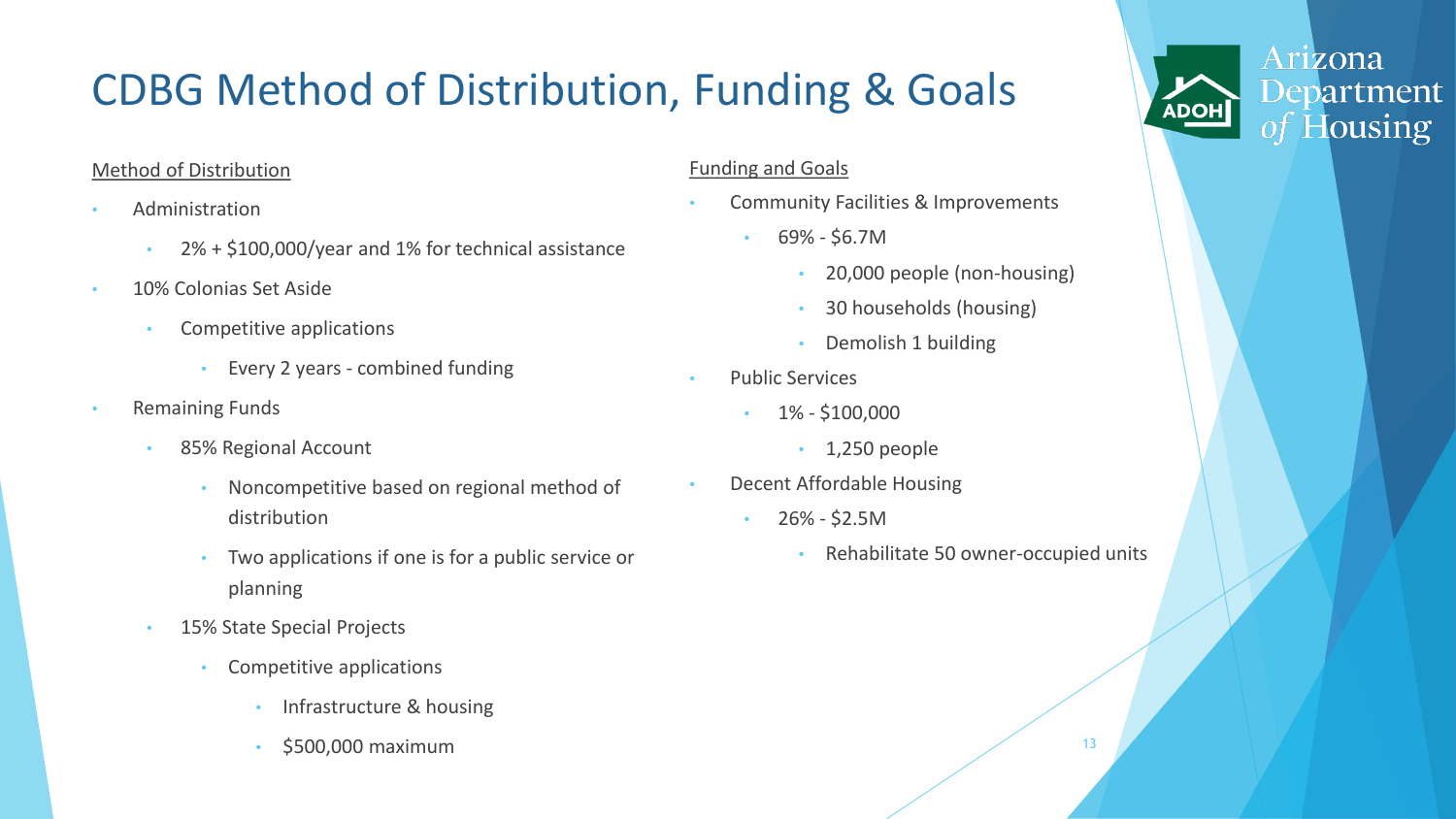# CDBG Method of Distribution, Funding & Goals

Method of Distribution

- Administration
  - 2% + $100,000/year and 1% for technical assistance
- 10% Colonias Set Aside
  - Competitive applications
    - Every 2 years - combined funding
- Remaining Funds
  - 85% Regional Account
    - Noncompetitive based on regional method of distribution
    - Two applications if one is for a public service or planning
  - 15% State Special Projects
    - Competitive applications
      - Infrastructure & housing
      - $500,000 maximum

Funding and Goals

- Community Facilities & Improvements
  - 69% - $6.7M
    - 20,000 people (non-housing)
    - 30 households (housing)
    - Demolish 1 building
- Public Services
  - 1% - $100,000
    - 1,250 people
- Decent Affordable Housing
  - 26% - $2.5M
    - Rehabilitate 50 owner-occupied units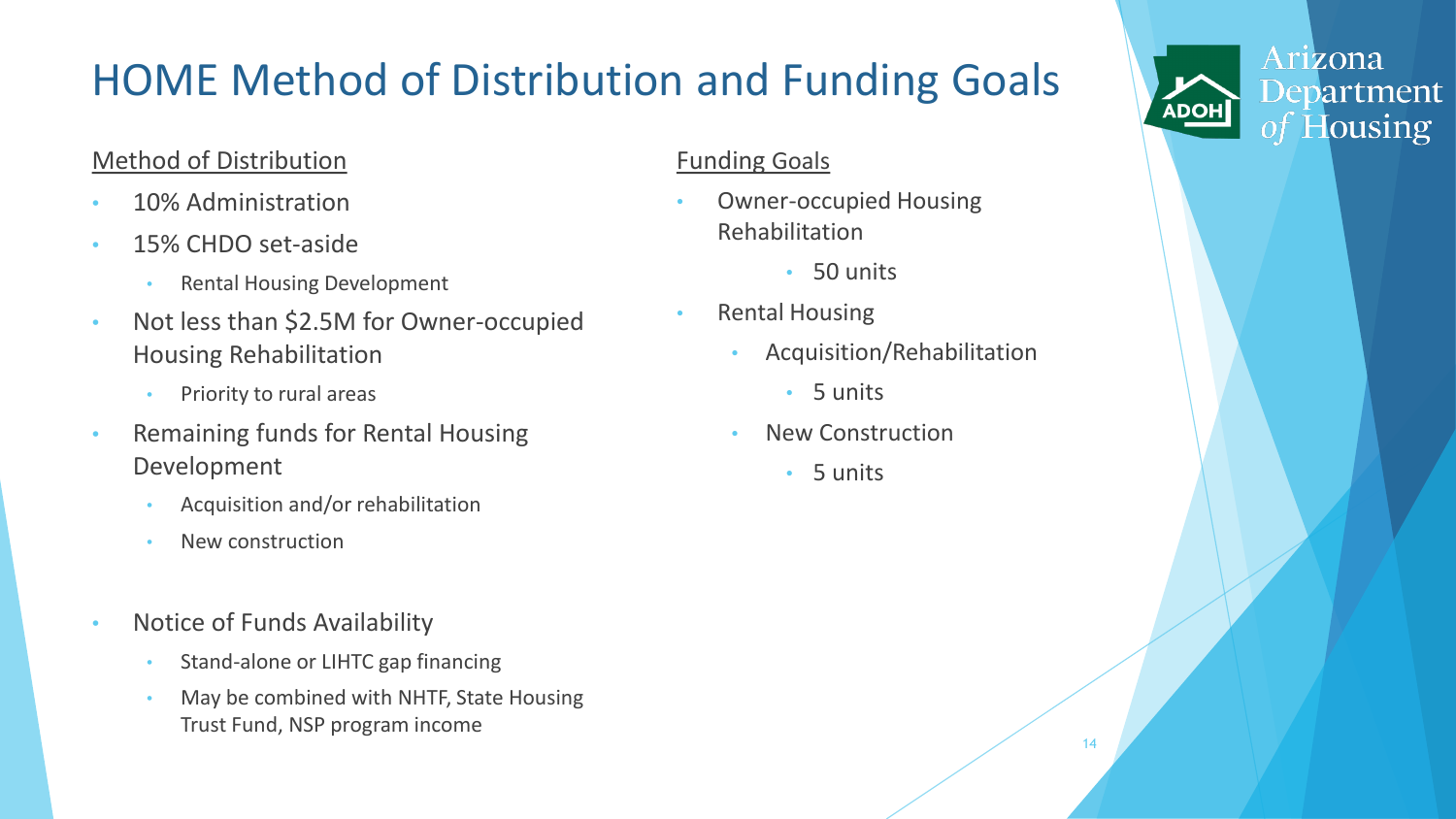# HOME Method of Distribution and Funding Goals

## Method of Distribution

- 10% Administration
- 15% CHDO set-aside
  - Rental Housing Development
- Not less than $2.5M for Owner-occupied Housing Rehabilitation
  - Priority to rural areas
- Remaining funds for Rental Housing Development
  - Acquisition and/or rehabilitation
  - New construction

- Notice of Funds Availability
  - Stand-alone or LIHTC gap financing
  - May be combined with NHTF, State Housing Trust Fund, NSP program income

## Funding Goals

- Owner-occupied Housing Rehabilitation
  - 50 units
- Rental Housing
  - Acquisition/Rehabilitation
    - 5 units
  - New Construction
    - 5 units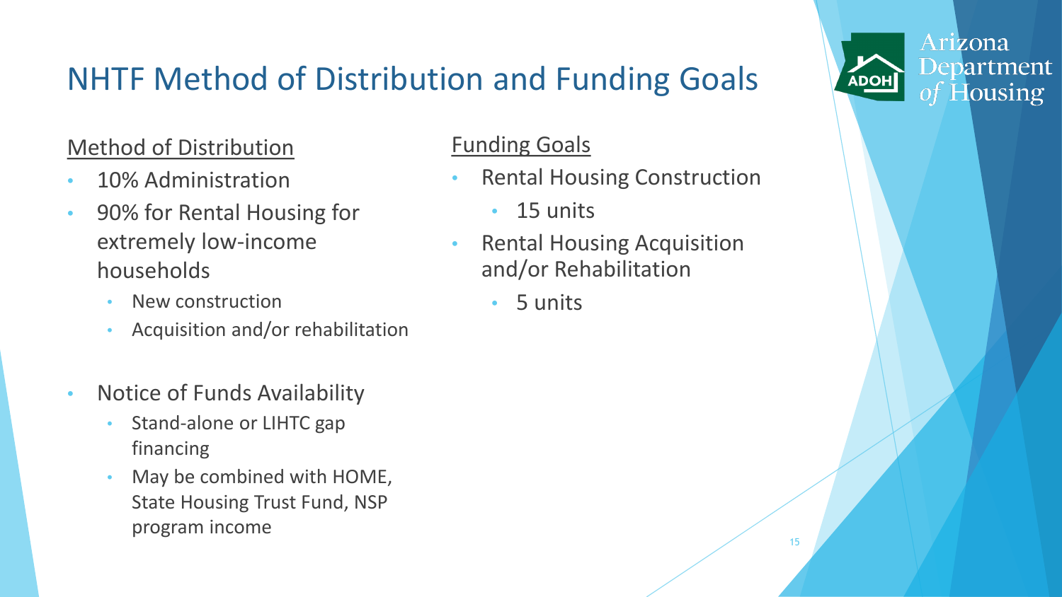# NHTF Method of Distribution and Funding Goals

Method of Distribution

- 10% Administration
- 90% for Rental Housing for extremely low-income households
  - New construction
  - Acquisition and/or rehabilitation
- Notice of Funds Availability
  - Stand-alone or LIHTC gap financing
  - May be combined with HOME, State Housing Trust Fund, NSP program income

Funding Goals

- Rental Housing Construction
  - 15 units
- Rental Housing Acquisition and/or Rehabilitation
  - 5 units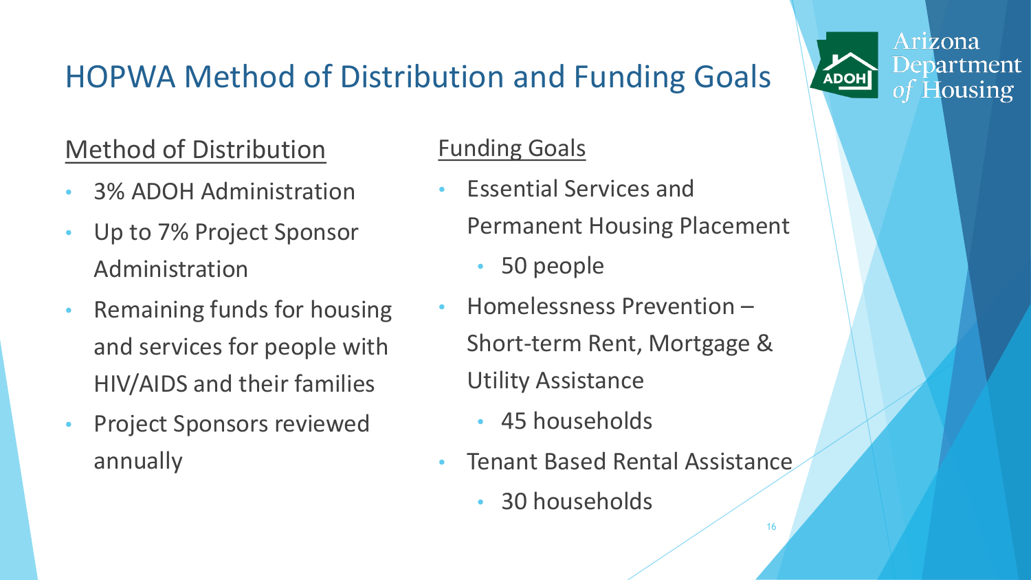# HOPWA Method of Distribution and Funding Goals

## Method of Distribution

- 3% ADOH Administration
- Up to 7% Project Sponsor Administration
- Remaining funds for housing and services for people with HIV/AIDS and their families
- Project Sponsors reviewed annually

## Funding Goals

- Essential Services and Permanent Housing Placement
  - 50 people
- Homelessness Prevention – Short-term Rent, Mortgage & Utility Assistance
  - 45 households
- Tenant Based Rental Assistance
  - 30 households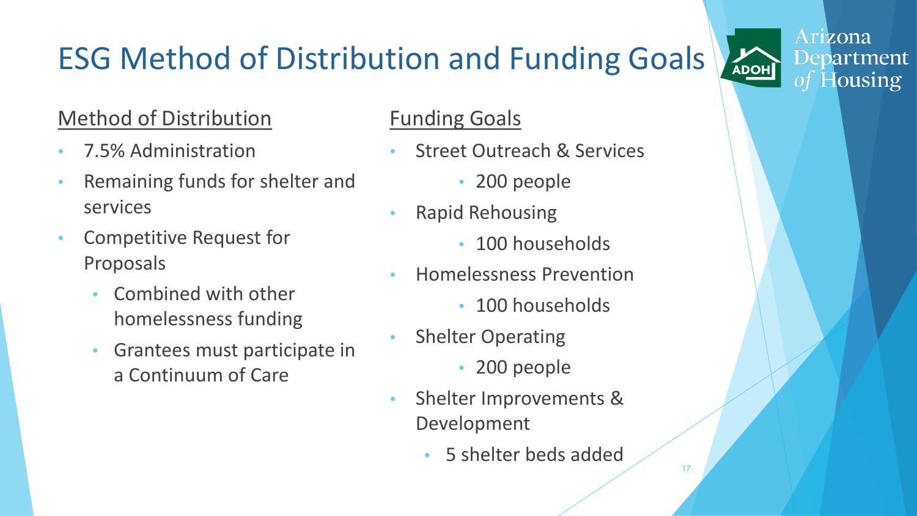# ESG Method of Distribution and Funding Goals

## Method of Distribution

- 7.5% Administration
- Remaining funds for shelter and services
- Competitive Request for Proposals
  - Combined with other homelessness funding
  - Grantees must participate in a Continuum of Care

## Funding Goals

- Street Outreach & Services
  - 200 people
- Rapid Rehousing
  - 100 households
- Homelessness Prevention
  - 100 households
- Shelter Operating
  - 200 people
- Shelter Improvements & Development
  - 5 shelter beds added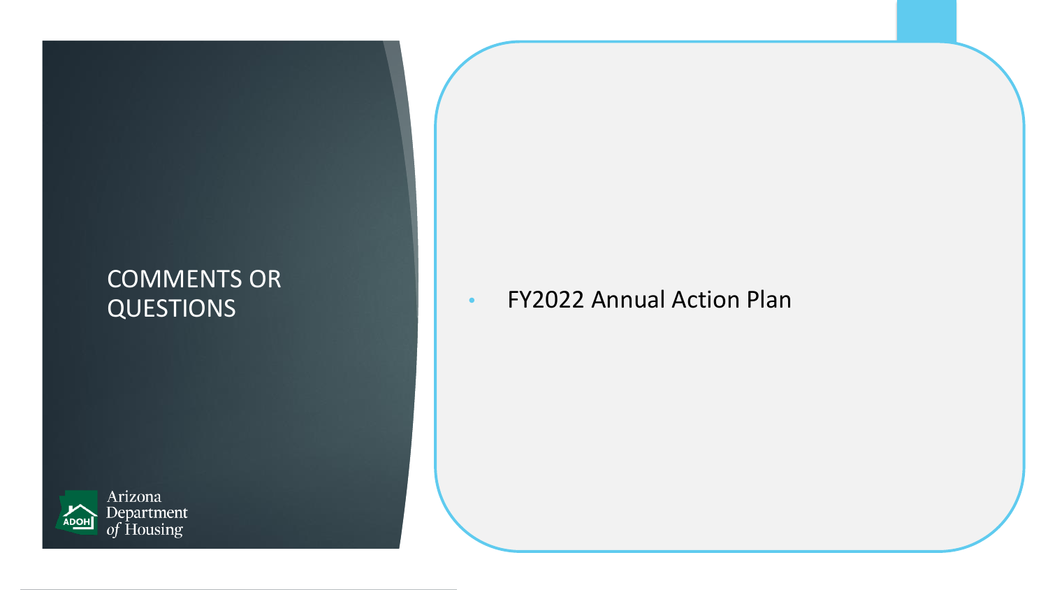# COMMENTS OR QUESTIONS

- FY2022 Annual Action Plan

Arizona Department of Housing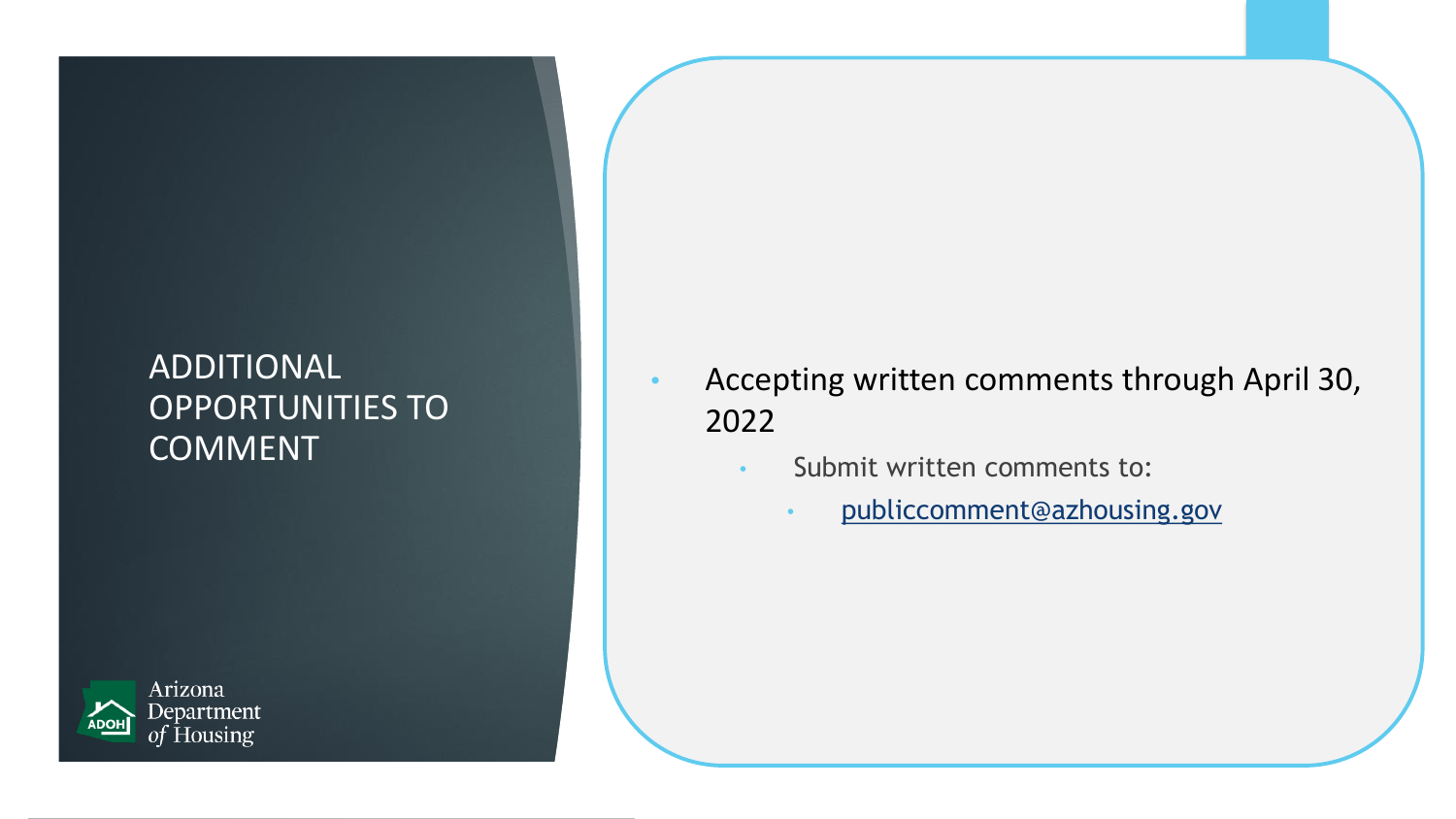# ADDITIONAL OPPORTUNITIES TO COMMENT

- Accepting written comments through April 30, 2022
  - Submit written comments to:
    - publiccomment@azhousing.gov

Arizona Department *of* Housing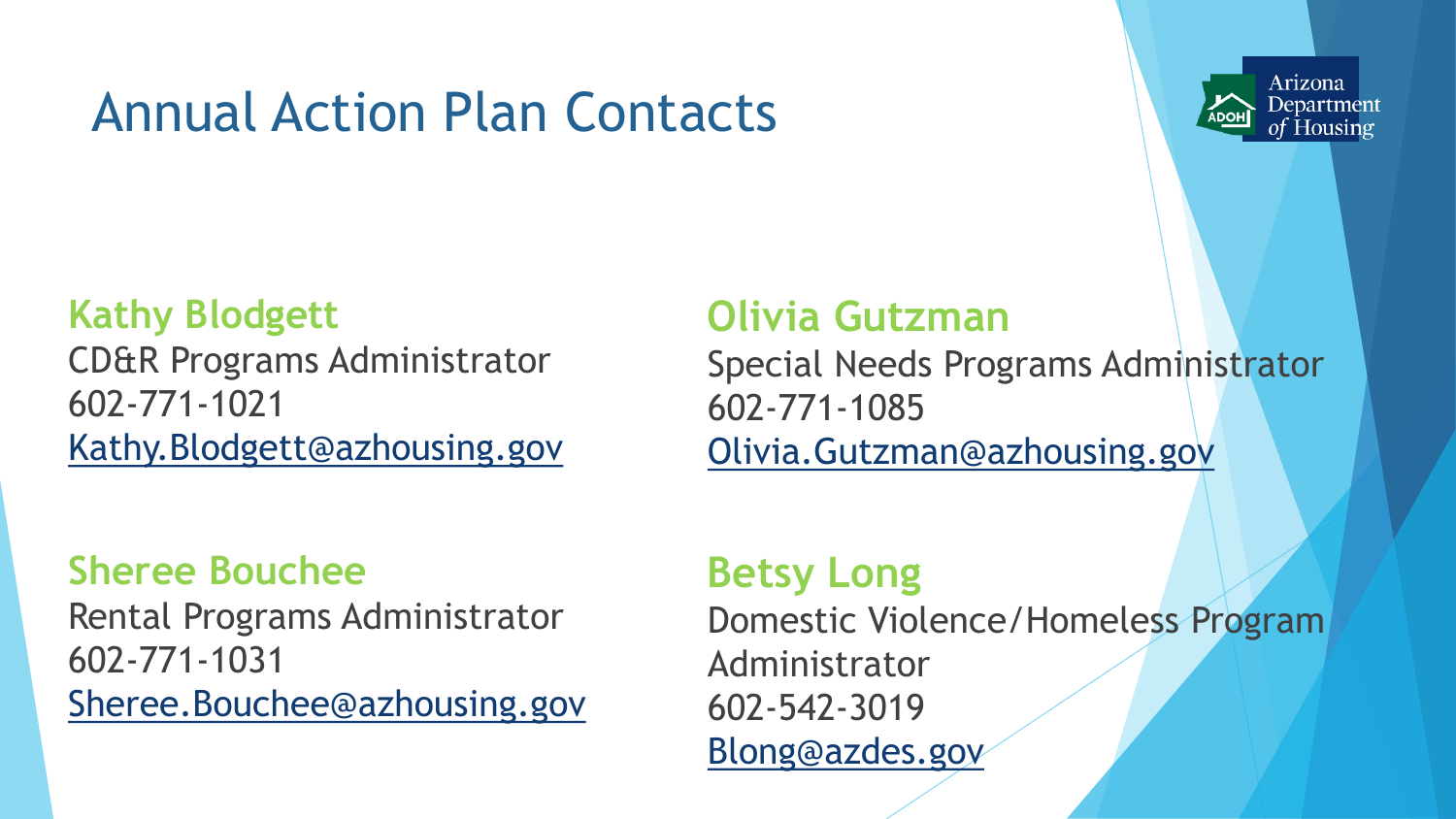# Annual Action Plan Contacts

Arizona Department of Housing

**Kathy Blodgett**
CD&R Programs Administrator
602-771-1021
Kathy.Blodgett@azhousing.gov

**Sheree Bouchee**
Rental Programs Administrator
602-771-1031
Sheree.Bouchee@azhousing.gov

**Olivia Gutzman**
Special Needs Programs Administrator
602-771-1085
Olivia.Gutzman@azhousing.gov

**Betsy Long**
Domestic Violence/Homeless Program Administrator
602-542-3019
Blong@azdes.gov